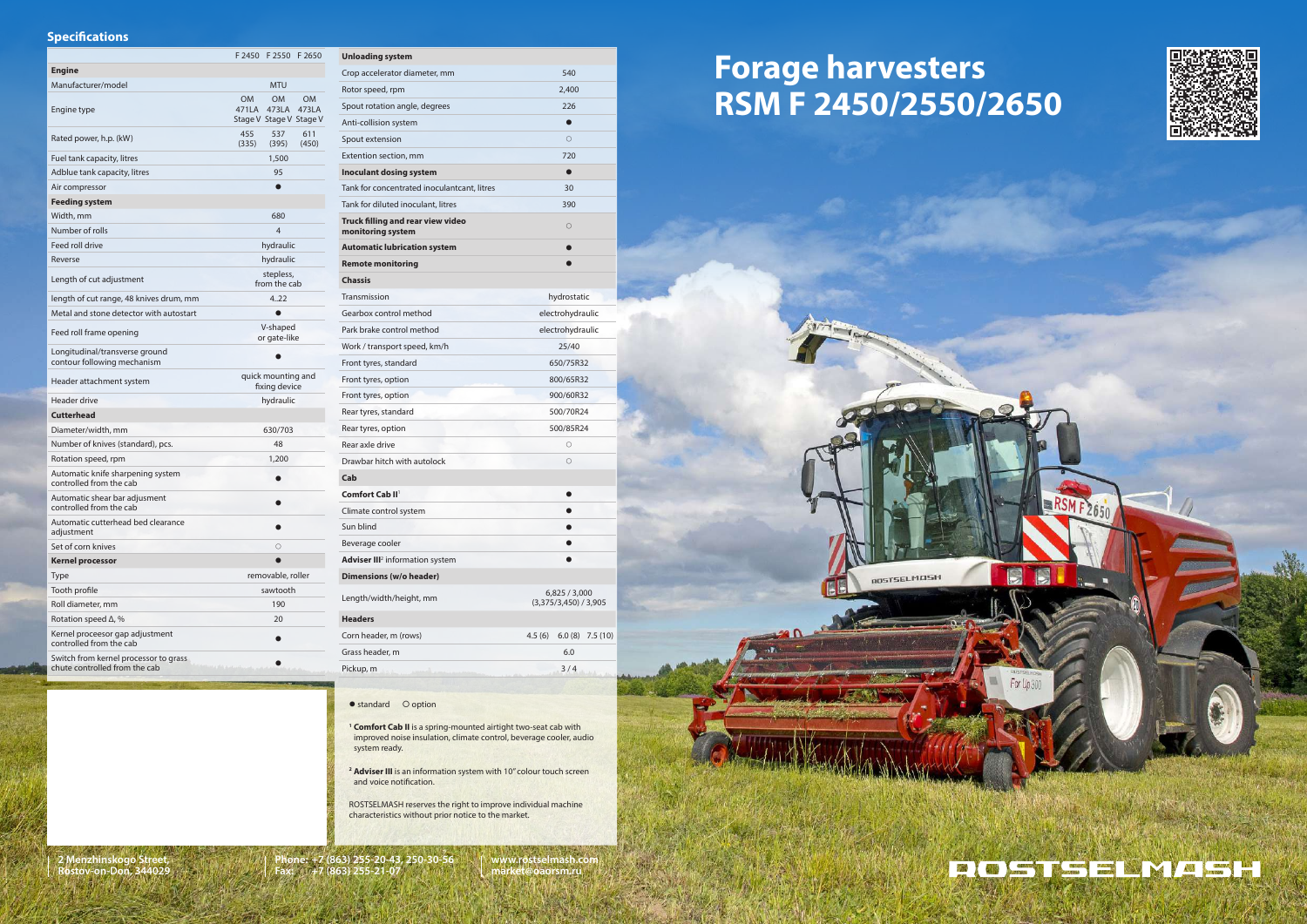# Forage harvesters RSM F 2450/2550/2650

## Specifications

| | F 2450 | F 2550 | F 2650 |
|---|---|---|---|
| **Engine** | | | |
| Manufacturer/model | MTU | | |
| Engine type | OM 471LA Stage V | OM 473LA Stage V | OM 473LA Stage V |
| Rated power, h.p. (kW) | 455 (335) | 537 (395) | 611 (450) |
| Fuel tank capacity, litres | 1,500 | | |
| Adblue tank capacity, litres | 95 | | |
| Air compressor | ● | | |
| **Feeding system** | | | |
| Width, mm | 680 | | |
| Number of rolls | 4 | | |
| Feed roll drive | hydraulic | | |
| Reverse | hydraulic | | |
| Length of cut adjustment | stepless, from the cab | | |
| length of cut range, 48 knives drum, mm | 4..22 | | |
| Metal and stone detector with autostart | ● | | |
| Feed roll frame opening | V-shaped or gate-like | | |
| Longitudinal/transverse ground contour following mechanism | ● | | |
| Header attachment system | quick mounting and fixing device | | |
| Header drive | hydraulic | | |
| **Cutterhead** | | | |
| Diameter/width, mm | 630/703 | | |
| Number of knives (standard), pcs. | 48 | | |
| Rotation speed, rpm | 1,200 | | |
| Automatic knife sharpening system controlled from the cab | ● | | |
| Automatic shear bar adjustment controlled from the cab | ● | | |
| Automatic cutterhead bed clearance adjustment | ● | | |
| Set of corn knives | ○ | | |
| **Kernel processor** | ● | | |
| Type | removable, roller | | |
| Tooth profile | sawtooth | | |
| Roll diameter, mm | 190 | | |
| Rotation speed Δ, % | 20 | | |
| Kernel proceeor gap adjustment controlled from the cab | ● | | |
| Switch from kernel processor to grass chute controlled from the cab | ● | | |

| | |
|---|---|
| **Unloading system** | |
| Crop accelerator diameter, mm | 540 |
| Rotor speed, rpm | 2,400 |
| Spout rotation angle, degrees | 226 |
| Anti-collision system | ● |
| Spout extension | ○ |
| Extention section, mm | 720 |
| **Inoculant dosing system** | ● |
| Tank for concentrated inoculantcant, litres | 30 |
| Tank for diluted inoculant, litres | 390 |
| **Truck filling and rear view video monitoring system** | ○ |
| **Automatic lubrication system** | ● |
| **Remote monitoring** | ● |
| **Chassis** | |
| Transmission | hydrostatic |
| Gearbox control method | electrohydraulic |
| Park brake control method | electrohydraulic |
| Work / transport speed, km/h | 25/40 |
| Front tyres, standard | 650/75R32 |
| Front tyres, option | 800/65R32 |
| Front tyres, option | 900/60R32 |
| Rear tyres, standard | 500/70R24 |
| Rear tyres, option | 500/85R24 |
| Rear axle drive | ○ |
| Drawbar hitch with autolock | ○ |
| **Cab** | |
| **Comfort Cab II**[1] | ● |
| Climate control system | ● |
| Sun blind | ● |
| Beverage cooler | ● |
| **Adviser III**[2] information system | ● |
| **Dimensions (w/o header)** | |
| Length/width/height, mm | 6,825 / 3,000 (3,375/3,450) / 3,905 |
| **Headers** | |
| Corn header, m (rows) | 4.5 (6)   6.0 (8)   7.5 (10) |
| Grass header, m | 6.0 |
| Pickup, m | 3 / 4 |

● standard   ○ option

[1] **Comfort Cab II** is a spring-mounted airtight two-seat cab with improved noise insulation, climate control, beverage cooler, audio system ready.

[2] **Adviser III** is an information system with 10" colour touch screen and voice notification.

ROSTSELMASH reserves the right to improve individual machine characteristics without prior notice to the market.

2 Menzhinskogo Street, Rostov-on-Don, 344029

Phone: +7 (863) 255-20-43, 250-30-56
Fax: +7 (863) 255-21-07

www.rostselmash.com
market@oaorsm.ru

ROSTSELMASH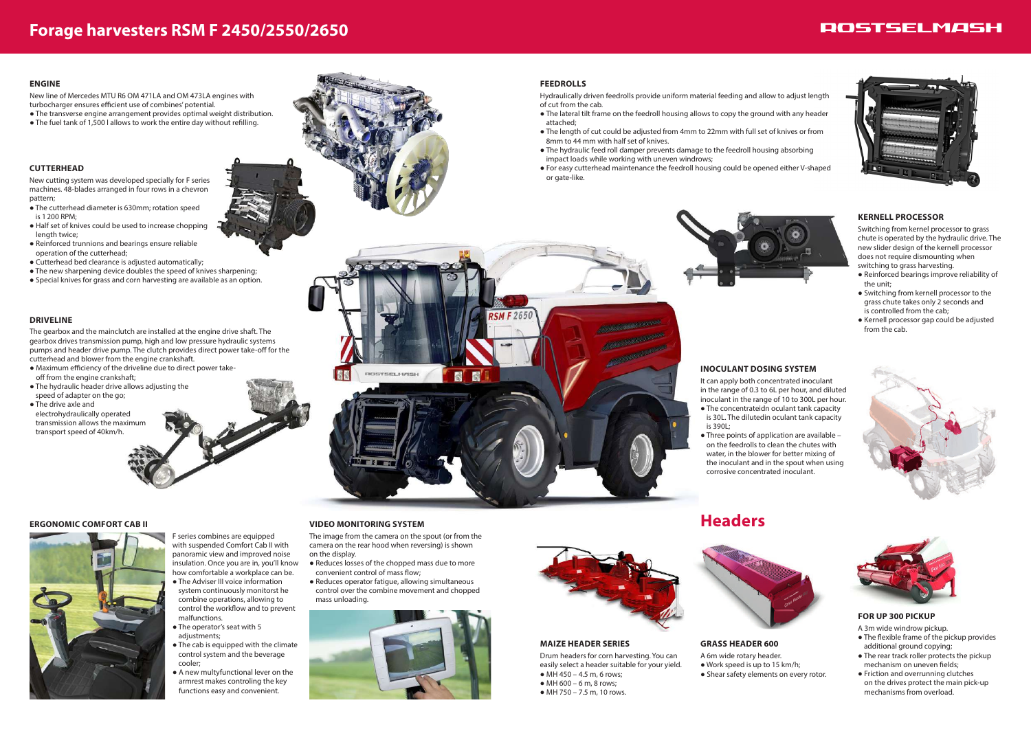# Forage harvesters RSM F 2450/2550/2650

ROSTSELMASH

## ENGINE

New line of Mercedes MTU R6 OM 471LA and OM 473LA engines with turbocharger ensures efficient use of combines' potential.

- The transverse engine arrangement provides optimal weight distribution.
- The fuel tank of 1,500 l allows to work the entire day without refilling.

## CUTTERHEAD

New cutting system was developed specially for F series machines. 48-blades arranged in four rows in a chevron pattern;

- The cutterhead diameter is 630mm; rotation speed is 1 200 RPM;
- Half set of knives could be used to increase chopping length twice;
- Reinforced trunnions and bearings ensure reliable operation of the cutterhead;
- Cutterhead bed clearance is adjusted automatically;
- The new sharpening device doubles the speed of knives sharpening;
- Special knives for grass and corn harvesting are available as an option.

## DRIVELINE

The gearbox and the mainclutch are installed at the engine drive shaft. The gearbox drives transmission pump, high and low pressure hydraulic systems pumps and header drive pump. The clutch provides direct power take-off for the cutterhead and blower from the engine crankshaft.

- Maximum efficiency of the driveline due to direct power take-off from the engine crankshaft;
- The hydraulic header drive allows adjusting the speed of adapter on the go;
- The drive axle and electrohydraulically operated transmission allows the maximum transport speed of 40km/h.

## FEEDROLLS

Hydraulically driven feedrolls provide uniform material feeding and allow to adjust length of cut from the cab.

- The lateral tilt frame on the feedroll housing allows to copy the ground with any header attached;
- The length of cut could be adjusted from 4mm to 22mm with full set of knives or from 8mm to 44 mm with half set of knives.
- The hydraulic feed roll damper prevents damage to the feedroll housing absorbing impact loads while working with uneven windrows;
- For easy cutterhead maintenance the feedroll housing could be opened either V-shaped or gate-like.

## KERNELL PROCESSOR

Switching from kernel processor to grass chute is operated by the hydraulic drive. The new slider design of the kernell processor does not require dismounting when switching to grass harvesting.

- Reinforced bearings improve reliability of the unit;
- Switching from kernell processor to the grass chute takes only 2 seconds and is controlled from the cab;
- Kernell processor gap could be adjusted from the cab.

## INOCULANT DOSING SYSTEM

It can apply both concentrated inoculant in the range of 0.3 to 6L per hour, and diluted inoculant in the range of 10 to 300L per hour.

- The concentrateidn oculant tank capacity is 30L. The dilutedin oculant tank capacity is 390L;
- Three points of application are available – on the feedrolls to clean the chutes with water, in the blower for better mixing of the inoculant and in the spout when using corrosive concentrated inoculant.

RSM F 2650

## ERGONOMIC COMFORT CAB II

F series combines are equipped with suspended Comfort Cab II with panoramic view and improved noise insulation. Once you are in, you'll know how comfortable a workplace can be.

- The Adviser III voice information system continuously monitorst he combine operations, allowing to control the workflow and to prevent malfunctions.
- The operator's seat with 5 adjustments;
- The cab is equipped with the climate control system and the beverage cooler;
- A new multyfunctional lever on the armrest makes controling the key functions easy and convenient.

## VIDEO MONITORING SYSTEM

The image from the camera on the spout (or from the camera on the rear hood when reversing) is shown on the display.

- Reduces losses of the chopped mass due to more convenient control of mass flow;
- Reduces operator fatigue, allowing simultaneous control over the combine movement and chopped mass unloading.

# Headers

## MAIZE HEADER SERIES

Drum headers for corn harvesting. You can easily select a header suitable for your yield.

- MH 450 – 4.5 m, 6 rows;
- MH 600 – 6 m, 8 rows;
- MH 750 – 7.5 m, 10 rows.

## GRASS HEADER 600

A 6m wide rotary header.

- Work speed is up to 15 km/h;
- Shear safety elements on every rotor.

## FOR UP 300 PICKUP

A 3m wide windrow pickup.

- The flexible frame of the pickup provides additional ground copying;
- The rear track roller protects the pickup mechanism on uneven fields;
- Friction and overrunning clutches on the drives protect the main pick-up mechanisms from overload.